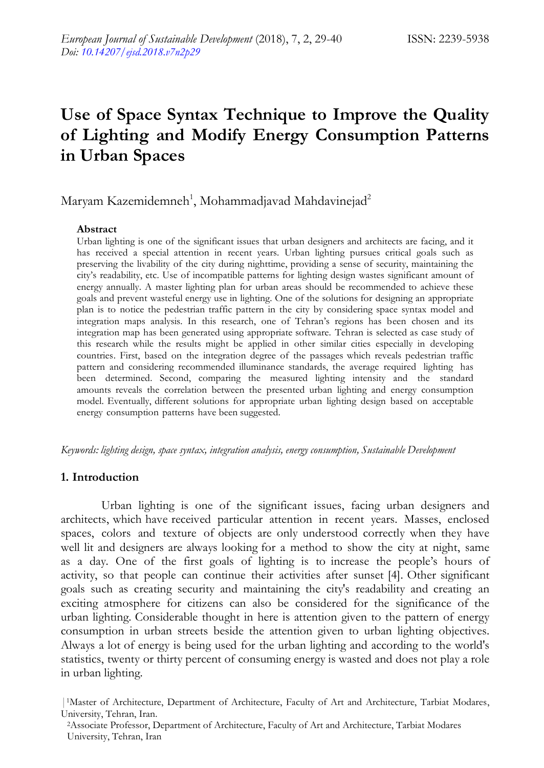# Use of Space Syntax Technique to Improve the Quality of Lighting and Modify Energy Consumption Patterns in Urban Spaces

Maryam Kazemidemneh[1], Mohammadjavad Mahdavinejad[2]

### Abstract

Urban lighting is one of the significant issues that urban designers and architects are facing, and it has received a special attention in recent years. Urban lighting pursues critical goals such as preserving the livability of the city during nighttime, providing a sense of security, maintaining the city's readability, etc. Use of incompatible patterns for lighting design wastes significant amount of energy annually. A master lighting plan for urban areas should be recommended to achieve these goals and prevent wasteful energy use in lighting. One of the solutions for designing an appropriate plan is to notice the pedestrian traffic pattern in the city by considering space syntax model and integration maps analysis. In this research, one of Tehran's regions has been chosen and its integration map has been generated using appropriate software. Tehran is selected as case study of this research while the results might be applied in other similar cities especially in developing countries. First, based on the integration degree of the passages which reveals pedestrian traffic pattern and considering recommended illuminance standards, the average required lighting has been determined. Second, comparing the measured lighting intensity and the standard amounts reveals the correlation between the presented urban lighting and energy consumption model. Eventually, different solutions for appropriate urban lighting design based on acceptable energy consumption patterns have been suggested.

*Keywords: lighting design, space syntax, integration analysis, energy consumption, Sustainable Development*

## 1. Introduction

Urban lighting is one of the significant issues, facing urban designers and architects, which have received particular attention in recent years. Masses, enclosed spaces, colors and texture of objects are only understood correctly when they have well lit and designers are always looking for a method to show the city at night, same as a day. One of the first goals of lighting is to increase the people's hours of activity, so that people can continue their activities after sunset [4]. Other significant goals such as creating security and maintaining the city's readability and creating an exciting atmosphere for citizens can also be considered for the significance of the urban lighting. Considerable thought in here is attention given to the pattern of energy consumption in urban streets beside the attention given to urban lighting objectives. Always a lot of energy is being used for the urban lighting and according to the world's statistics, twenty or thirty percent of consuming energy is wasted and does not play a role in urban lighting.

[1]Master of Architecture, Department of Architecture, Faculty of Art and Architecture, Tarbiat Modares, University, Tehran, Iran.

[2]Associate Professor, Department of Architecture, Faculty of Art and Architecture, Tarbiat Modares University, Tehran, Iran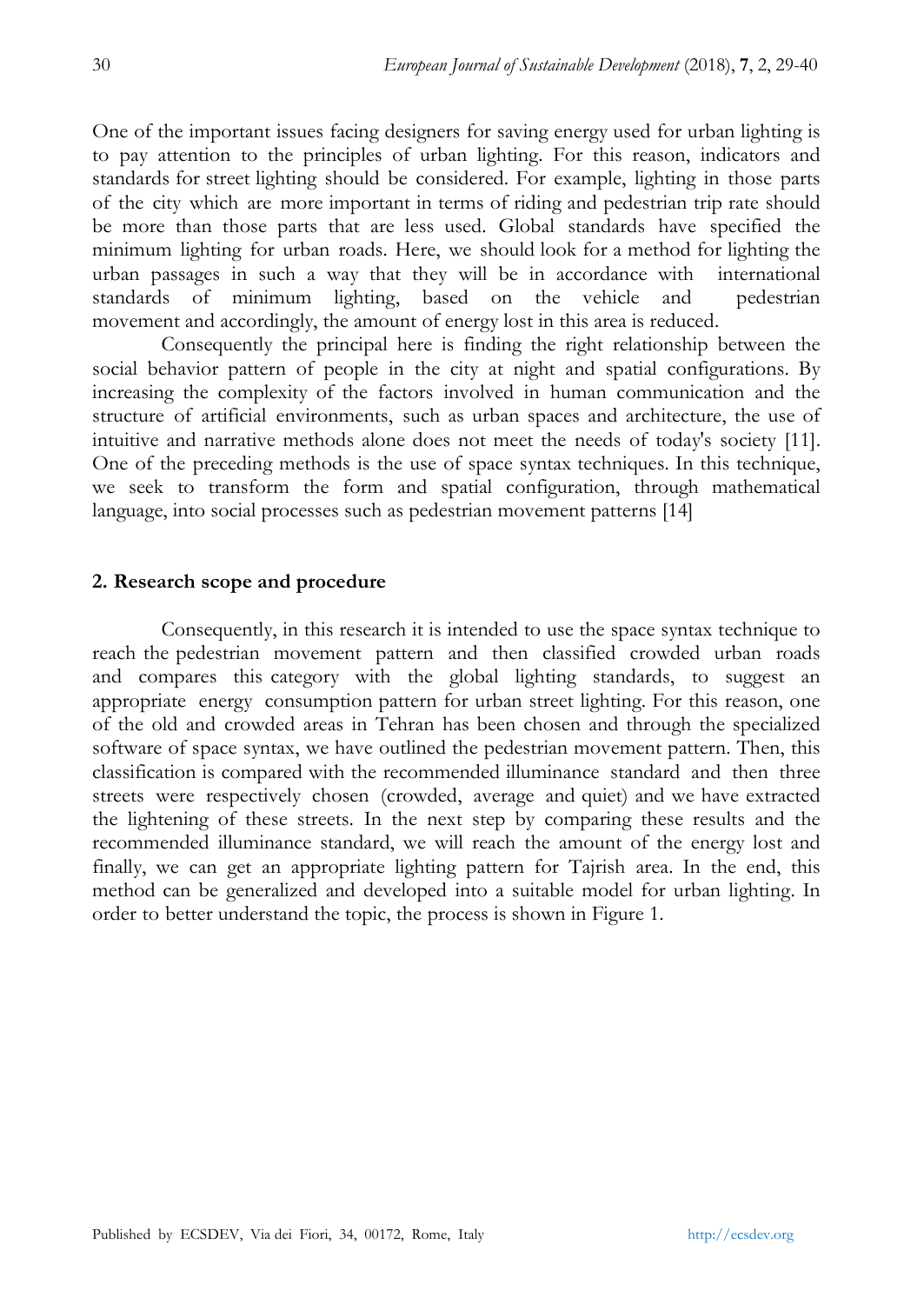One of the important issues facing designers for saving energy used for urban lighting is to pay attention to the principles of urban lighting. For this reason, indicators and standards for street lighting should be considered. For example, lighting in those parts of the city which are more important in terms of riding and pedestrian trip rate should be more than those parts that are less used. Global standards have specified the minimum lighting for urban roads. Here, we should look for a method for lighting the urban passages in such a way that they will be in accordance with international standards of minimum lighting, based on the vehicle and pedestrian movement and accordingly, the amount of energy lost in this area is reduced.

Consequently the principal here is finding the right relationship between the social behavior pattern of people in the city at night and spatial configurations. By increasing the complexity of the factors involved in human communication and the structure of artificial environments, such as urban spaces and architecture, the use of intuitive and narrative methods alone does not meet the needs of today's society [11]. One of the preceding methods is the use of space syntax techniques. In this technique, we seek to transform the form and spatial configuration, through mathematical language, into social processes such as pedestrian movement patterns [14]

## 2. Research scope and procedure

Consequently, in this research it is intended to use the space syntax technique to reach the pedestrian movement pattern and then classified crowded urban roads and compares this category with the global lighting standards, to suggest an appropriate energy consumption pattern for urban street lighting. For this reason, one of the old and crowded areas in Tehran has been chosen and through the specialized software of space syntax, we have outlined the pedestrian movement pattern. Then, this classification is compared with the recommended illuminance standard and then three streets were respectively chosen (crowded, average and quiet) and we have extracted the lightening of these streets. In the next step by comparing these results and the recommended illuminance standard, we will reach the amount of the energy lost and finally, we can get an appropriate lighting pattern for Tajrish area. In the end, this method can be generalized and developed into a suitable model for urban lighting. In order to better understand the topic, the process is shown in Figure 1.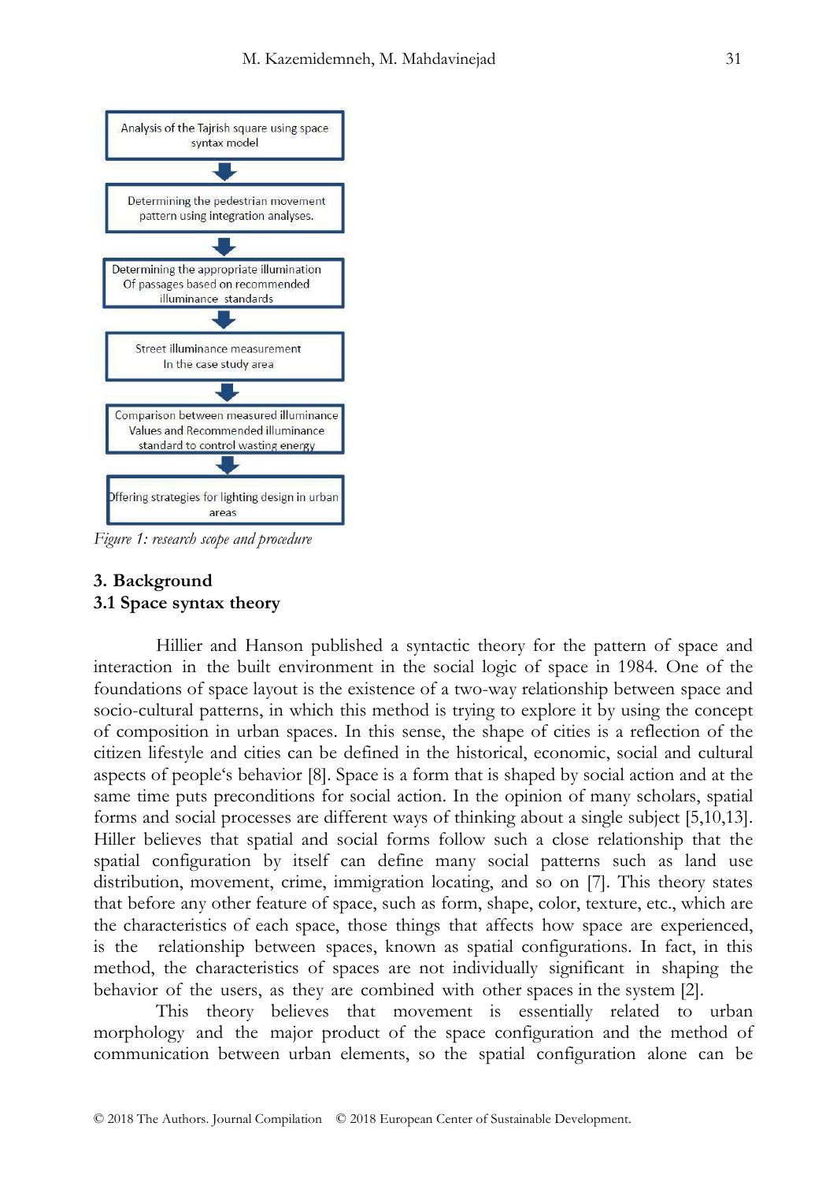Analysis of the Tajrish square using space syntax model

↓

Determining the pedestrian movement pattern using integration analyses.

↓

Determining the appropriate illumination Of passages based on recommended illuminance standards

↓

Street illuminance measurement In the case study area

↓

Comparison between measured illuminance Values and Recommended illuminance standard to control wasting energy

↓

Offering strategies for lighting design in urban areas

*Figure 1: research scope and procedure*

## 3. Background

### 3.1 Space syntax theory

Hillier and Hanson published a syntactic theory for the pattern of space and interaction in the built environment in the social logic of space in 1984. One of the foundations of space layout is the existence of a two-way relationship between space and socio-cultural patterns, in which this method is trying to explore it by using the concept of composition in urban spaces. In this sense, the shape of cities is a reflection of the citizen lifestyle and cities can be defined in the historical, economic, social and cultural aspects of people's behavior [8]. Space is a form that is shaped by social action and at the same time puts preconditions for social action. In the opinion of many scholars, spatial forms and social processes are different ways of thinking about a single subject [5,10,13]. Hiller believes that spatial and social forms follow such a close relationship that the spatial configuration by itself can define many social patterns such as land use distribution, movement, crime, immigration locating, and so on [7]. This theory states that before any other feature of space, such as form, shape, color, texture, etc., which are the characteristics of each space, those things that affects how space are experienced, is the relationship between spaces, known as spatial configurations. In fact, in this method, the characteristics of spaces are not individually significant in shaping the behavior of the users, as they are combined with other spaces in the system [2].

This theory believes that movement is essentially related to urban morphology and the major product of the space configuration and the method of communication between urban elements, so the spatial configuration alone can be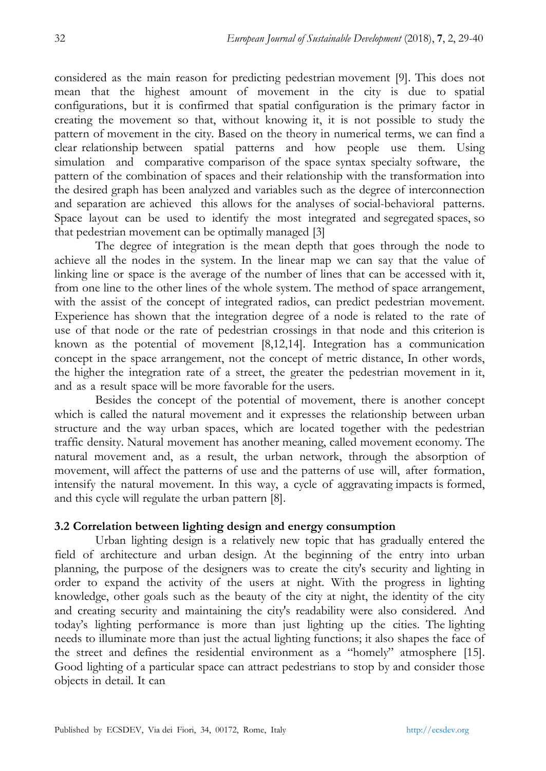considered as the main reason for predicting pedestrian movement [9]. This does not mean that the highest amount of movement in the city is due to spatial configurations, but it is confirmed that spatial configuration is the primary factor in creating the movement so that, without knowing it, it is not possible to study the pattern of movement in the city. Based on the theory in numerical terms, we can find a clear relationship between spatial patterns and how people use them. Using simulation and comparative comparison of the space syntax specialty software, the pattern of the combination of spaces and their relationship with the transformation into the desired graph has been analyzed and variables such as the degree of interconnection and separation are achieved this allows for the analyses of social-behavioral patterns. Space layout can be used to identify the most integrated and segregated spaces, so that pedestrian movement can be optimally managed [3]

The degree of integration is the mean depth that goes through the node to achieve all the nodes in the system. In the linear map we can say that the value of linking line or space is the average of the number of lines that can be accessed with it, from one line to the other lines of the whole system. The method of space arrangement, with the assist of the concept of integrated radios, can predict pedestrian movement. Experience has shown that the integration degree of a node is related to the rate of use of that node or the rate of pedestrian crossings in that node and this criterion is known as the potential of movement [8,12,14]. Integration has a communication concept in the space arrangement, not the concept of metric distance, In other words, the higher the integration rate of a street, the greater the pedestrian movement in it, and as a result space will be more favorable for the users.

Besides the concept of the potential of movement, there is another concept which is called the natural movement and it expresses the relationship between urban structure and the way urban spaces, which are located together with the pedestrian traffic density. Natural movement has another meaning, called movement economy. The natural movement and, as a result, the urban network, through the absorption of movement, will affect the patterns of use and the patterns of use will, after formation, intensify the natural movement. In this way, a cycle of aggravating impacts is formed, and this cycle will regulate the urban pattern [8].

### 3.2 Correlation between lighting design and energy consumption

Urban lighting design is a relatively new topic that has gradually entered the field of architecture and urban design. At the beginning of the entry into urban planning, the purpose of the designers was to create the city's security and lighting in order to expand the activity of the users at night. With the progress in lighting knowledge, other goals such as the beauty of the city at night, the identity of the city and creating security and maintaining the city's readability were also considered. And today's lighting performance is more than just lighting up the cities. The lighting needs to illuminate more than just the actual lighting functions; it also shapes the face of the street and defines the residential environment as a "homely" atmosphere [15]. Good lighting of a particular space can attract pedestrians to stop by and consider those objects in detail. It can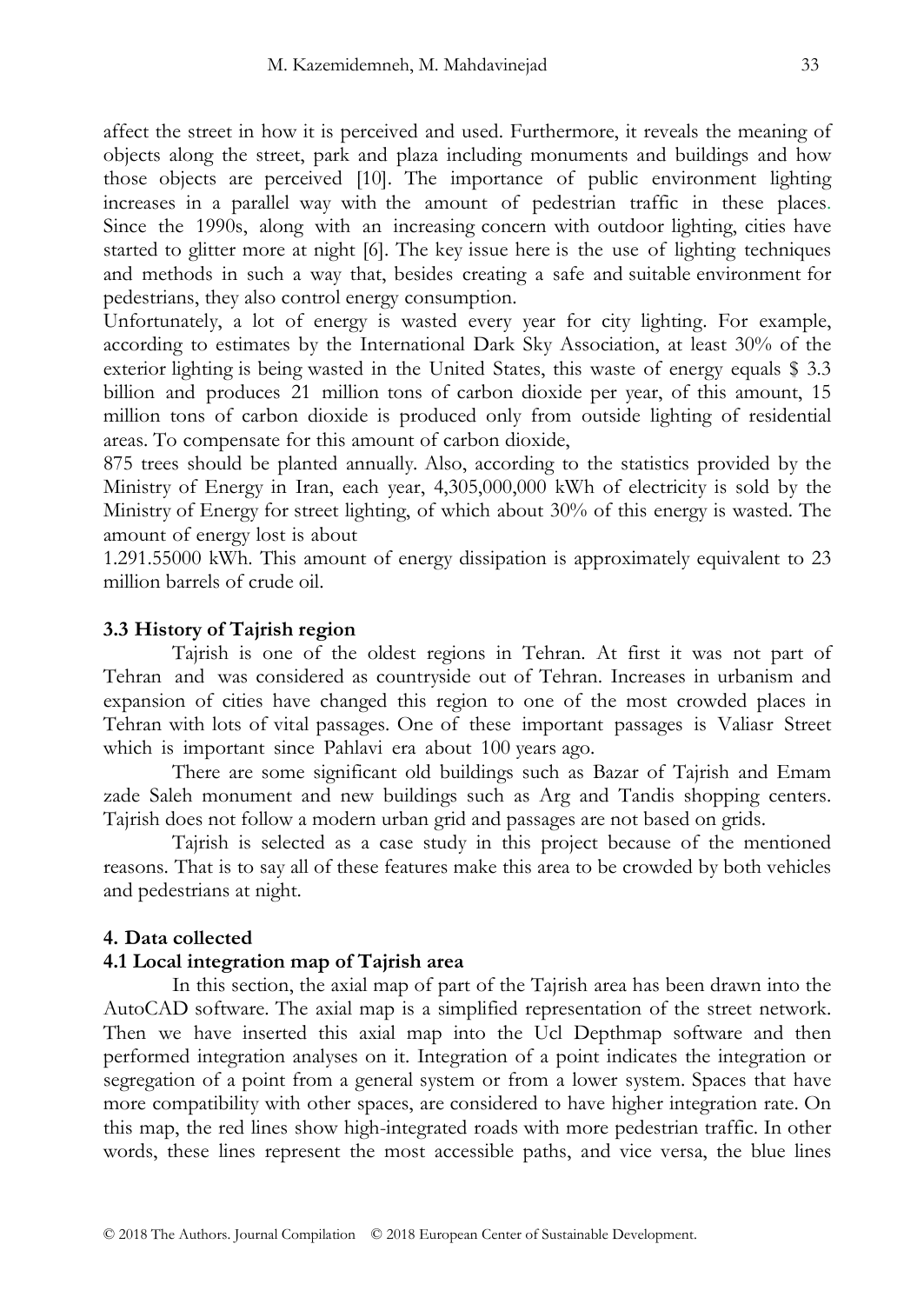affect the street in how it is perceived and used. Furthermore, it reveals the meaning of objects along the street, park and plaza including monuments and buildings and how those objects are perceived [10]. The importance of public environment lighting increases in a parallel way with the amount of pedestrian traffic in these places. Since the 1990s, along with an increasing concern with outdoor lighting, cities have started to glitter more at night [6]. The key issue here is the use of lighting techniques and methods in such a way that, besides creating a safe and suitable environment for pedestrians, they also control energy consumption.

Unfortunately, a lot of energy is wasted every year for city lighting. For example, according to estimates by the International Dark Sky Association, at least 30% of the exterior lighting is being wasted in the United States, this waste of energy equals $ 3.3 billion and produces 21 million tons of carbon dioxide per year, of this amount, 15 million tons of carbon dioxide is produced only from outside lighting of residential areas. To compensate for this amount of carbon dioxide,

875 trees should be planted annually. Also, according to the statistics provided by the Ministry of Energy in Iran, each year, 4,305,000,000 kWh of electricity is sold by the Ministry of Energy for street lighting, of which about 30% of this energy is wasted. The amount of energy lost is about

1.291.55000 kWh. This amount of energy dissipation is approximately equivalent to 23 million barrels of crude oil.

### 3.3 History of Tajrish region

Tajrish is one of the oldest regions in Tehran. At first it was not part of Tehran and was considered as countryside out of Tehran. Increases in urbanism and expansion of cities have changed this region to one of the most crowded places in Tehran with lots of vital passages. One of these important passages is Valiasr Street which is important since Pahlavi era about 100 years ago.

There are some significant old buildings such as Bazar of Tajrish and Emam zade Saleh monument and new buildings such as Arg and Tandis shopping centers. Tajrish does not follow a modern urban grid and passages are not based on grids.

Tajrish is selected as a case study in this project because of the mentioned reasons. That is to say all of these features make this area to be crowded by both vehicles and pedestrians at night.

## 4. Data collected

### 4.1 Local integration map of Tajrish area

In this section, the axial map of part of the Tajrish area has been drawn into the AutoCAD software. The axial map is a simplified representation of the street network. Then we have inserted this axial map into the Ucl Depthmap software and then performed integration analyses on it. Integration of a point indicates the integration or segregation of a point from a general system or from a lower system. Spaces that have more compatibility with other spaces, are considered to have higher integration rate. On this map, the red lines show high-integrated roads with more pedestrian traffic. In other words, these lines represent the most accessible paths, and vice versa, the blue lines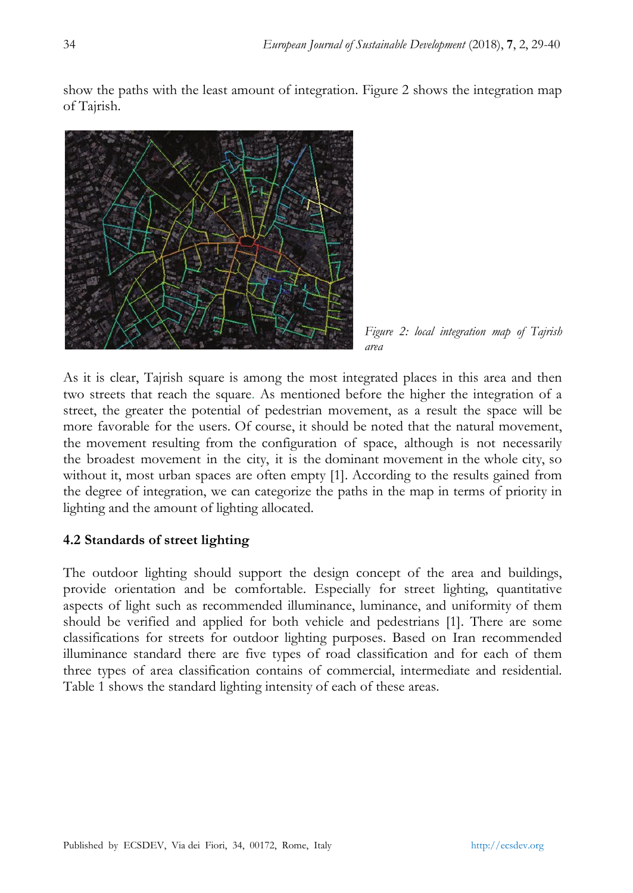show the paths with the least amount of integration. Figure 2 shows the integration map of Tajrish.

*Figure 2: local integration map of Tajrish area*

As it is clear, Tajrish square is among the most integrated places in this area and then two streets that reach the square. As mentioned before the higher the integration of a street, the greater the potential of pedestrian movement, as a result the space will be more favorable for the users. Of course, it should be noted that the natural movement, the movement resulting from the configuration of space, although is not necessarily the broadest movement in the city, it is the dominant movement in the whole city, so without it, most urban spaces are often empty [1]. According to the results gained from the degree of integration, we can categorize the paths in the map in terms of priority in lighting and the amount of lighting allocated.

### 4.2 Standards of street lighting

The outdoor lighting should support the design concept of the area and buildings, provide orientation and be comfortable. Especially for street lighting, quantitative aspects of light such as recommended illuminance, luminance, and uniformity of them should be verified and applied for both vehicle and pedestrians [1]. There are some classifications for streets for outdoor lighting purposes. Based on Iran recommended illuminance standard there are five types of road classification and for each of them three types of area classification contains of commercial, intermediate and residential. Table 1 shows the standard lighting intensity of each of these areas.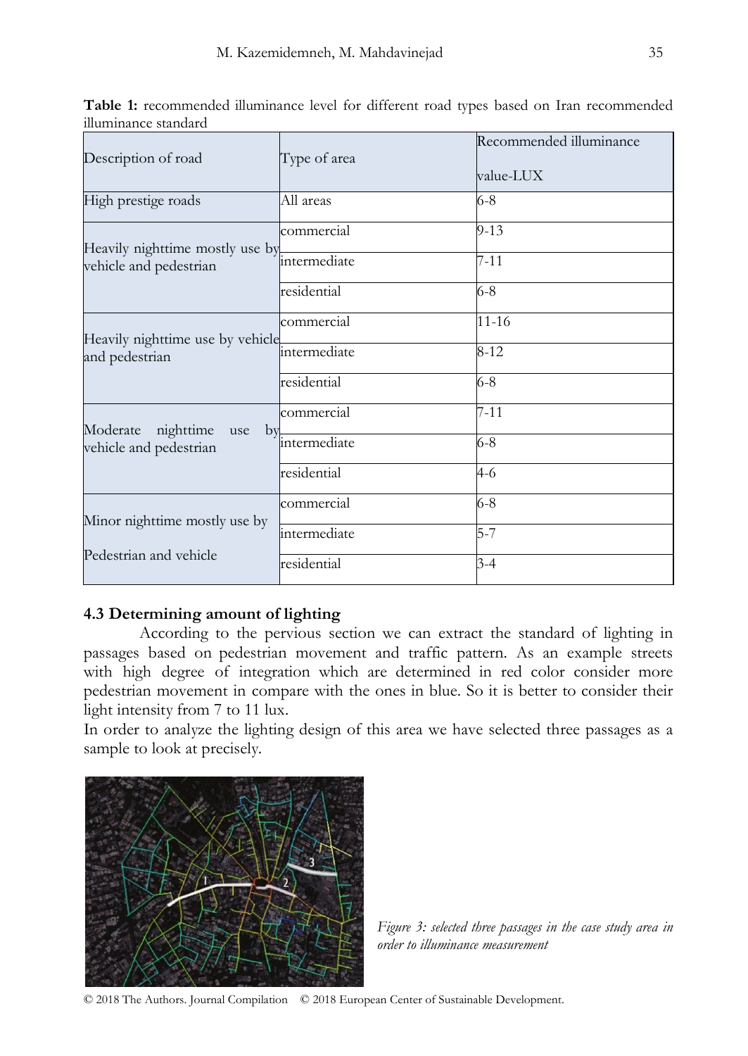**Table 1:** recommended illuminance level for different road types based on Iran recommended illuminance standard

| Description of road | Type of area | Recommended illuminance value-LUX |
|---|---|---|
| High prestige roads | All areas | 6-8 |
| Heavily nighttime mostly use by vehicle and pedestrian | commercial | 9-13 |
| | intermediate | 7-11 |
| | residential | 6-8 |
| Heavily nighttime use by vehicle and pedestrian | commercial | 11-16 |
| | intermediate | 8-12 |
| | residential | 6-8 |
| Moderate nighttime use by vehicle and pedestrian | commercial | 7-11 |
| | intermediate | 6-8 |
| | residential | 4-6 |
| Minor nighttime mostly use by Pedestrian and vehicle | commercial | 6-8 |
| | intermediate | 5-7 |
| | residential | 3-4 |

### 4.3 Determining amount of lighting

According to the pervious section we can extract the standard of lighting in passages based on pedestrian movement and traffic pattern. As an example streets with high degree of integration which are determined in red color consider more pedestrian movement in compare with the ones in blue. So it is better to consider their light intensity from 7 to 11 lux.

In order to analyze the lighting design of this area we have selected three passages as a sample to look at precisely.

*Figure 3: selected three passages in the case study area in order to illuminance measurement*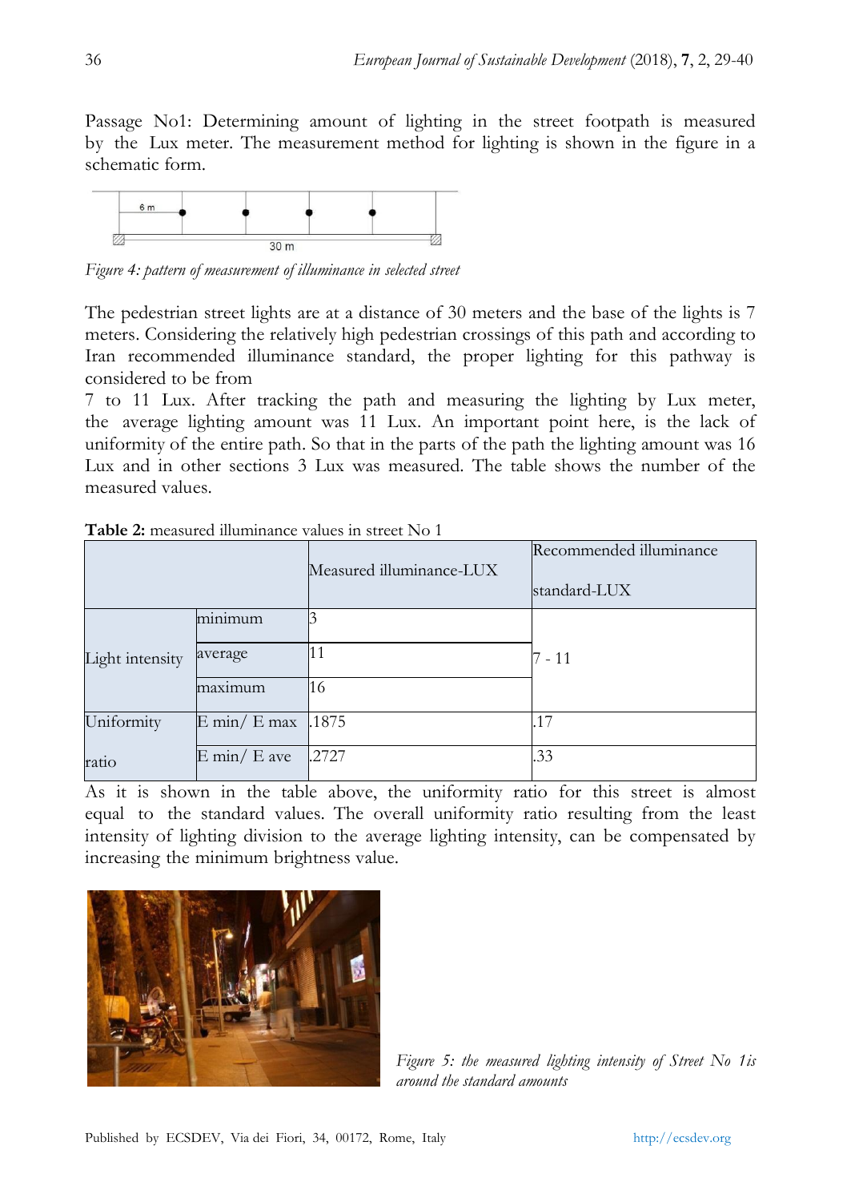Passage No1: Determining amount of lighting in the street footpath is measured by the Lux meter. The measurement method for lighting is shown in the figure in a schematic form.

*Figure 4: pattern of measurement of illuminance in selected street*

The pedestrian street lights are at a distance of 30 meters and the base of the lights is 7 meters. Considering the relatively high pedestrian crossings of this path and according to Iran recommended illuminance standard, the proper lighting for this pathway is considered to be from

7 to 11 Lux. After tracking the path and measuring the lighting by Lux meter, the average lighting amount was 11 Lux. An important point here, is the lack of uniformity of the entire path. So that in the parts of the path the lighting amount was 16 Lux and in other sections 3 Lux was measured. The table shows the number of the measured values.

**Table 2:** measured illuminance values in street No 1

| | | Measured illuminance-LUX | Recommended illuminance standard-LUX |
|---|---|---|---|
| Light intensity | minimum | 3 | 7 - 11 |
| | average | 11 | |
| | maximum | 16 | |
| Uniformity ratio | E min/ E max | .1875 | .17 |
| | E min/ E ave | .2727 | .33 |

As it is shown in the table above, the uniformity ratio for this street is almost equal to the standard values. The overall uniformity ratio resulting from the least intensity of lighting division to the average lighting intensity, can be compensated by increasing the minimum brightness value.

*Figure 5: the measured lighting intensity of Street No 1is around the standard amounts*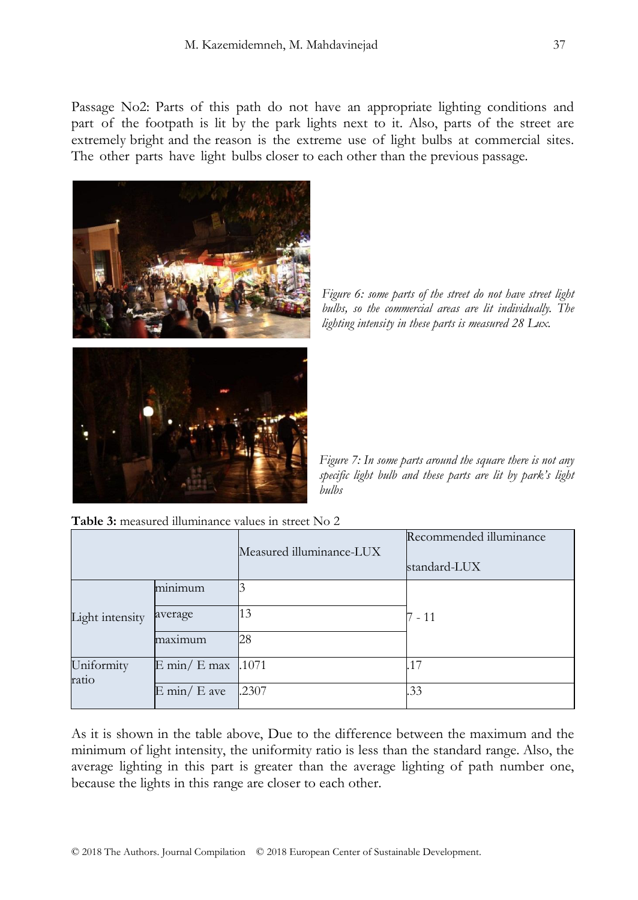Passage No2: Parts of this path do not have an appropriate lighting conditions and part of the footpath is lit by the park lights next to it. Also, parts of the street are extremely bright and the reason is the extreme use of light bulbs at commercial sites. The other parts have light bulbs closer to each other than the previous passage.

*Figure 6: some parts of the street do not have street light bulbs, so the commercial areas are lit individually. The lighting intensity in these parts is measured 28 Lux.*

*Figure 7: In some parts around the square there is not any specific light bulb and these parts are lit by park's light bulbs*

**Table 3:** measured illuminance values in street No 2

| | | Measured illuminance-LUX | Recommended illuminance standard-LUX |
|---|---|---|---|
| Light intensity | minimum | 3 | 7 - 11 |
| | average | 13 | |
| | maximum | 28 | |
| Uniformity ratio | E min/ E max | .1071 | .17 |
| | E min/ E ave | .2307 | .33 |

As it is shown in the table above, Due to the difference between the maximum and the minimum of light intensity, the uniformity ratio is less than the standard range. Also, the average lighting in this part is greater than the average lighting of path number one, because the lights in this range are closer to each other.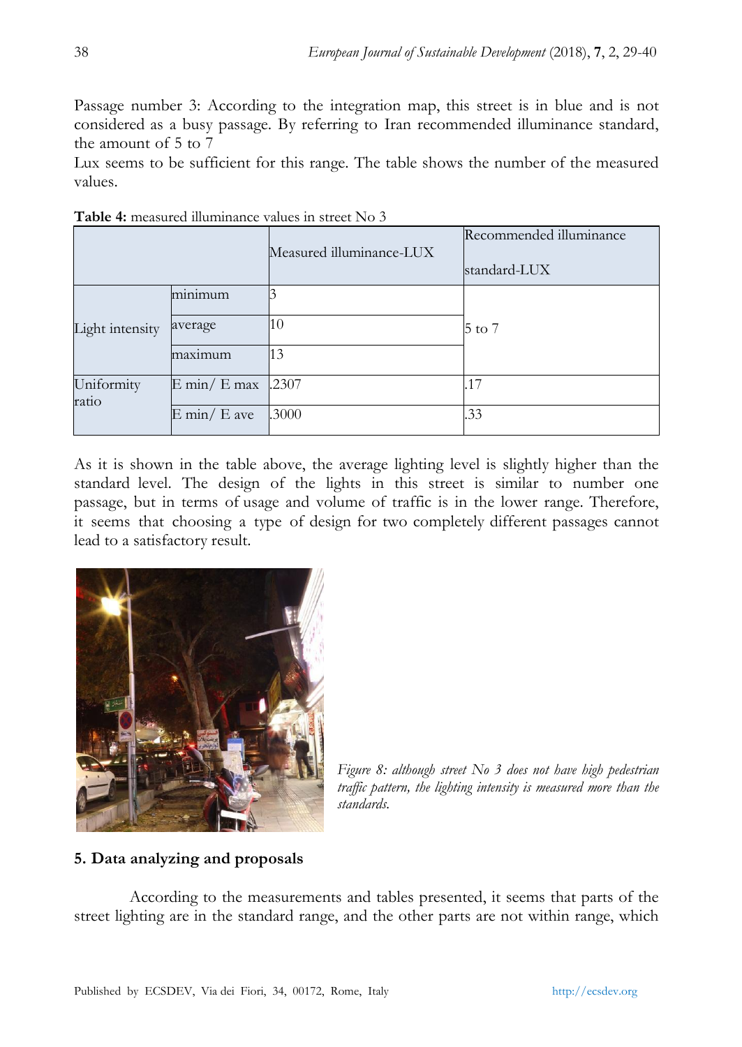Passage number 3: According to the integration map, this street is in blue and is not considered as a busy passage. By referring to Iran recommended illuminance standard, the amount of 5 to 7
Lux seems to be sufficient for this range. The table shows the number of the measured values.

**Table 4:** measured illuminance values in street No 3

| | | Measured illuminance-LUX | Recommended illuminance standard-LUX |
|---|---|---|---|
| Light intensity | minimum | 3 | 5 to 7 |
| | average | 10 | |
| | maximum | 13 | |
| Uniformity ratio | E min/ E max | .2307 | .17 |
| | E min/ E ave | .3000 | .33 |

As it is shown in the table above, the average lighting level is slightly higher than the standard level. The design of the lights in this street is similar to number one passage, but in terms of usage and volume of traffic is in the lower range. Therefore, it seems that choosing a type of design for two completely different passages cannot lead to a satisfactory result.

*Figure 8: although street No 3 does not have high pedestrian traffic pattern, the lighting intensity is measured more than the standards.*

## 5. Data analyzing and proposals

According to the measurements and tables presented, it seems that parts of the street lighting are in the standard range, and the other parts are not within range, which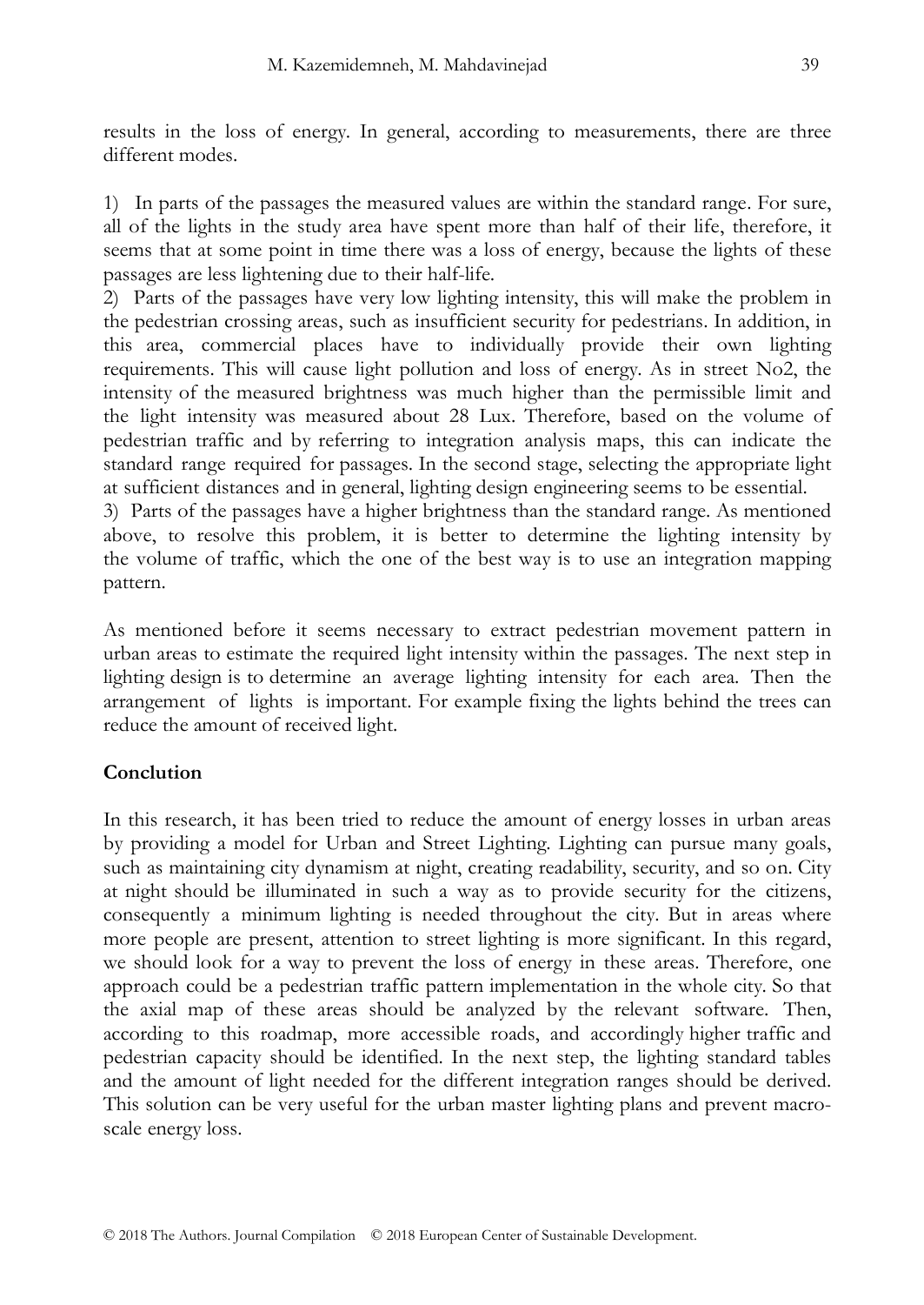results in the loss of energy. In general, according to measurements, there are three different modes.

1) In parts of the passages the measured values are within the standard range. For sure, all of the lights in the study area have spent more than half of their life, therefore, it seems that at some point in time there was a loss of energy, because the lights of these passages are less lightening due to their half-life.
2) Parts of the passages have very low lighting intensity, this will make the problem in the pedestrian crossing areas, such as insufficient security for pedestrians. In addition, in this area, commercial places have to individually provide their own lighting requirements. This will cause light pollution and loss of energy. As in street No2, the intensity of the measured brightness was much higher than the permissible limit and the light intensity was measured about 28 Lux. Therefore, based on the volume of pedestrian traffic and by referring to integration analysis maps, this can indicate the standard range required for passages. In the second stage, selecting the appropriate light at sufficient distances and in general, lighting design engineering seems to be essential.
3) Parts of the passages have a higher brightness than the standard range. As mentioned above, to resolve this problem, it is better to determine the lighting intensity by the volume of traffic, which the one of the best way is to use an integration mapping pattern.

As mentioned before it seems necessary to extract pedestrian movement pattern in urban areas to estimate the required light intensity within the passages. The next step in lighting design is to determine an average lighting intensity for each area. Then the arrangement of lights is important. For example fixing the lights behind the trees can reduce the amount of received light.

## Conclution

In this research, it has been tried to reduce the amount of energy losses in urban areas by providing a model for Urban and Street Lighting. Lighting can pursue many goals, such as maintaining city dynamism at night, creating readability, security, and so on. City at night should be illuminated in such a way as to provide security for the citizens, consequently a minimum lighting is needed throughout the city. But in areas where more people are present, attention to street lighting is more significant. In this regard, we should look for a way to prevent the loss of energy in these areas. Therefore, one approach could be a pedestrian traffic pattern implementation in the whole city. So that the axial map of these areas should be analyzed by the relevant software. Then, according to this roadmap, more accessible roads, and accordingly higher traffic and pedestrian capacity should be identified. In the next step, the lighting standard tables and the amount of light needed for the different integration ranges should be derived. This solution can be very useful for the urban master lighting plans and prevent macro-scale energy loss.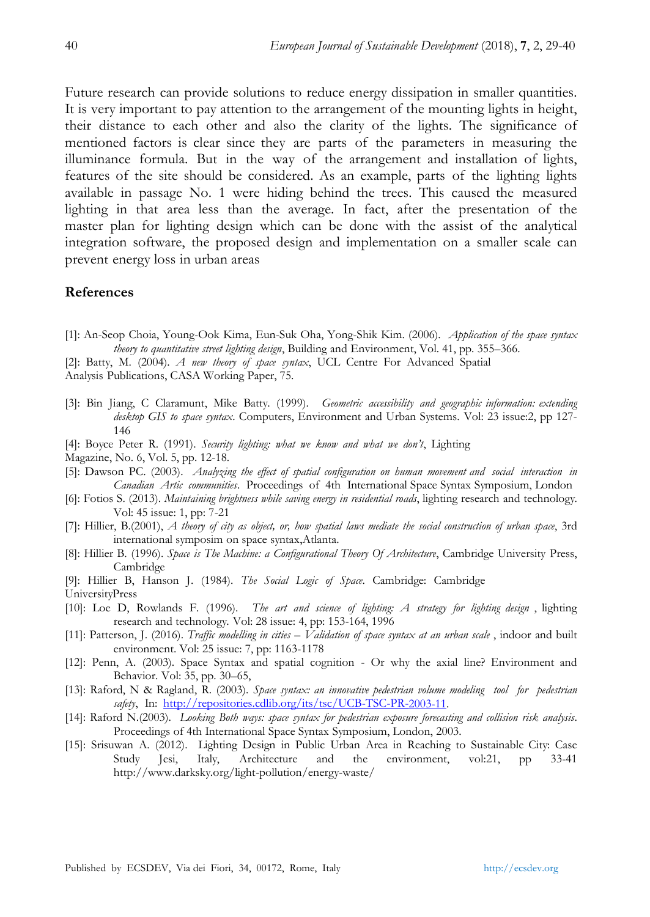Future research can provide solutions to reduce energy dissipation in smaller quantities. It is very important to pay attention to the arrangement of the mounting lights in height, their distance to each other and also the clarity of the lights. The significance of mentioned factors is clear since they are parts of the parameters in measuring the illuminance formula. But in the way of the arrangement and installation of lights, features of the site should be considered. As an example, parts of the lighting lights available in passage No. 1 were hiding behind the trees. This caused the measured lighting in that area less than the average. In fact, after the presentation of the master plan for lighting design which can be done with the assist of the analytical integration software, the proposed design and implementation on a smaller scale can prevent energy loss in urban areas

## References

[1]: An-Seop Choia, Young-Ook Kima, Eun-Suk Oha, Yong-Shik Kim. (2006). *Application of the space syntax theory to quantitative street lighting design*, Building and Environment, Vol. 41, pp. 355–366.

[2]: Batty, M. (2004). *A new theory of space syntax*, UCL Centre For Advanced Spatial Analysis Publications, CASA Working Paper, 75.

[3]: Bin Jiang, C Claramunt, Mike Batty. (1999). *Geometric accessibility and geographic information: extending desktop GIS to space syntax*. Computers, Environment and Urban Systems. Vol: 23 issue:2, pp 127-146

[4]: Boyce Peter R. (1991). *Security lighting: what we know and what we don't*, Lighting Magazine, No. 6, Vol. 5, pp. 12-18.

[5]: Dawson PC. (2003). *Analyzing the effect of spatial configuration on human movement and social interaction in Canadian Artic communities*. Proceedings of 4th International Space Syntax Symposium, London

[6]: Fotios S. (2013). *Maintaining brightness while saving energy in residential roads*, lighting research and technology. Vol: 45 issue: 1, pp: 7-21

[7]: Hillier, B.(2001), *A theory of city as object, or, how spatial laws mediate the social construction of urban space*, 3rd international symposim on space syntax,Atlanta.

[8]: Hillier B. (1996). *Space is The Machine: a Configurational Theory Of Architecture*, Cambridge University Press, Cambridge

[9]: Hillier B, Hanson J. (1984). *The Social Logic of Space*. Cambridge: Cambridge UniversityPress

[10]: Loe D, Rowlands F. (1996). *The art and science of lighting: A strategy for lighting design* , lighting research and technology. Vol: 28 issue: 4, pp: 153-164, 1996

[11]: Patterson, J. (2016). *Traffic modelling in cities – Validation of space syntax at an urban scale* , indoor and built environment. Vol: 25 issue: 7, pp: 1163-1178

[12]: Penn, A. (2003). Space Syntax and spatial cognition - Or why the axial line? Environment and Behavior. Vol: 35, pp. 30–65,

[13]: Raford, N & Ragland, R. (2003). *Space syntax: an innovative pedestrian volume modeling tool for pedestrian safety*, In: http://repositories.cdlib.org/its/tsc/UCB-TSC-PR-2003-11.

[14]: Raford N.(2003). *Looking Both ways: space syntax for pedestrian exposure forecasting and collision risk analysis*. Proceedings of 4th International Space Syntax Symposium, London, 2003.

[15]: Srisuwan A. (2012). Lighting Design in Public Urban Area in Reaching to Sustainable City: Case Study Jesi, Italy, Architecture and the environment, vol:21, pp 33-41 http://www.darksky.org/light-pollution/energy-waste/